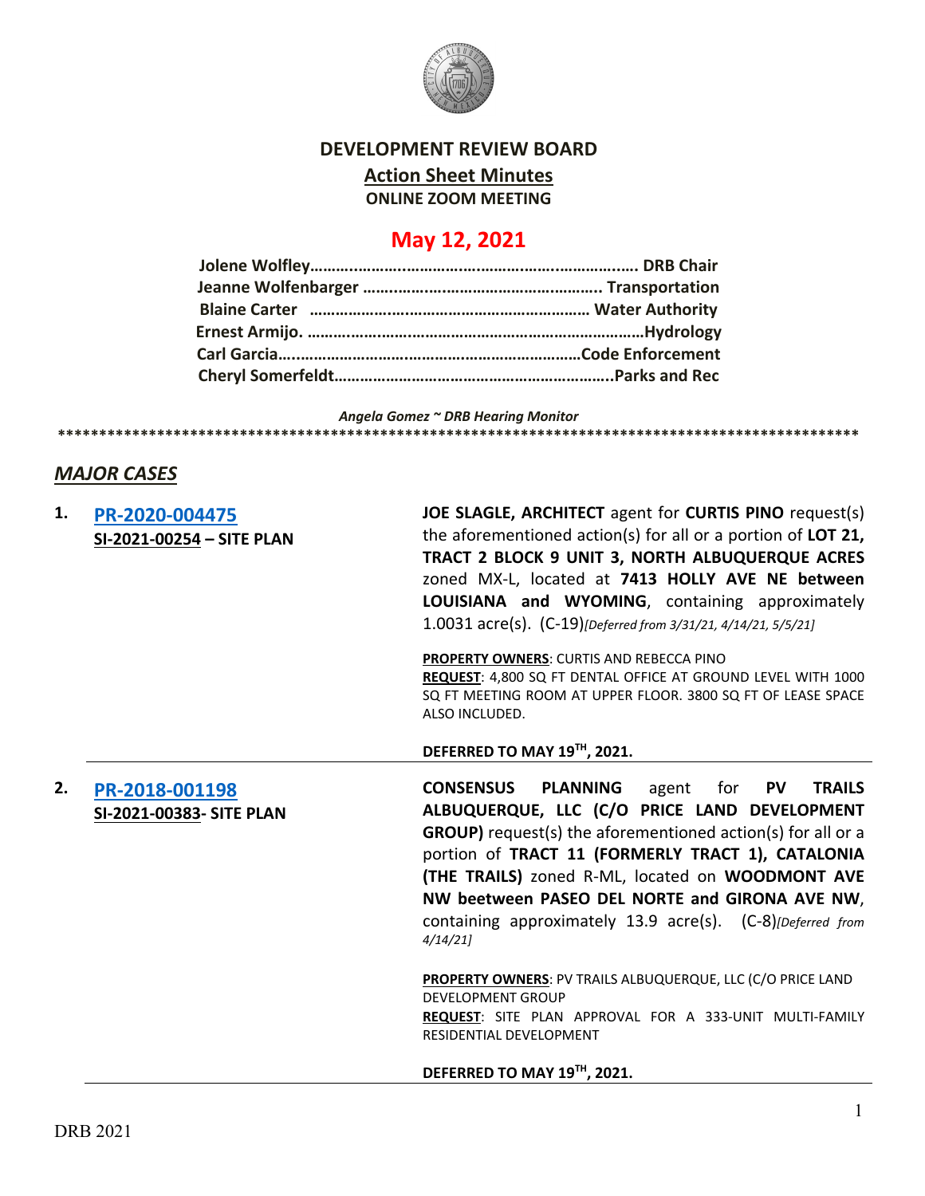# DEVELOPMENT REVIEW BOARD

## Action Sheet Minutes

**ONLINE ZOOM MEETING**

## May 12, 2021

**Jolene Wolfley……………………………………………………………… DRB Chair**
**Jeanne Wolfenbarger ……………………………………………. Transportation**
**Blaine Carter ……………………………………………………… Water Authority**
**Ernest Armijo. ……………………………………………………………………Hydrology**
**Carl Garcia…………………………………………………………………Code Enforcement**
**Cheryl Somerfeldt…………………………………………………………..Parks and Rec**

*Angela Gomez ~ DRB Hearing Monitor*

****************************************************************************************************

## *MAJOR CASES*

**1. PR-2020-004475**
**SI-2021-00254 – SITE PLAN**

**JOE SLAGLE, ARCHITECT** agent for **CURTIS PINO** request(s) the aforementioned action(s) for all or a portion of **LOT 21, TRACT 2 BLOCK 9 UNIT 3, NORTH ALBUQUERQUE ACRES** zoned MX-L, located at **7413 HOLLY AVE NE between LOUISIANA and WYOMING**, containing approximately 1.0031 acre(s). (C-19)*[Deferred from 3/31/21, 4/14/21, 5/5/21]*

**PROPERTY OWNERS**: CURTIS AND REBECCA PINO
**REQUEST**: 4,800 SQ FT DENTAL OFFICE AT GROUND LEVEL WITH 1000 SQ FT MEETING ROOM AT UPPER FLOOR. 3800 SQ FT OF LEASE SPACE ALSO INCLUDED.

**DEFERRED TO MAY 19TH, 2021.**

---

**2. PR-2018-001198**
**SI-2021-00383- SITE PLAN**

**CONSENSUS PLANNING** agent for **PV TRAILS ALBUQUERQUE, LLC (C/O PRICE LAND DEVELOPMENT GROUP)** request(s) the aforementioned action(s) for all or a portion of **TRACT 11 (FORMERLY TRACT 1), CATALONIA (THE TRAILS)** zoned R-ML, located on **WOODMONT AVE NW beetween PASEO DEL NORTE and GIRONA AVE NW**, containing approximately 13.9 acre(s). (C-8)*[Deferred from 4/14/21]*

**PROPERTY OWNERS**: PV TRAILS ALBUQUERQUE, LLC (C/O PRICE LAND DEVELOPMENT GROUP
**REQUEST**: SITE PLAN APPROVAL FOR A 333-UNIT MULTI-FAMILY RESIDENTIAL DEVELOPMENT

**DEFERRED TO MAY 19TH, 2021.**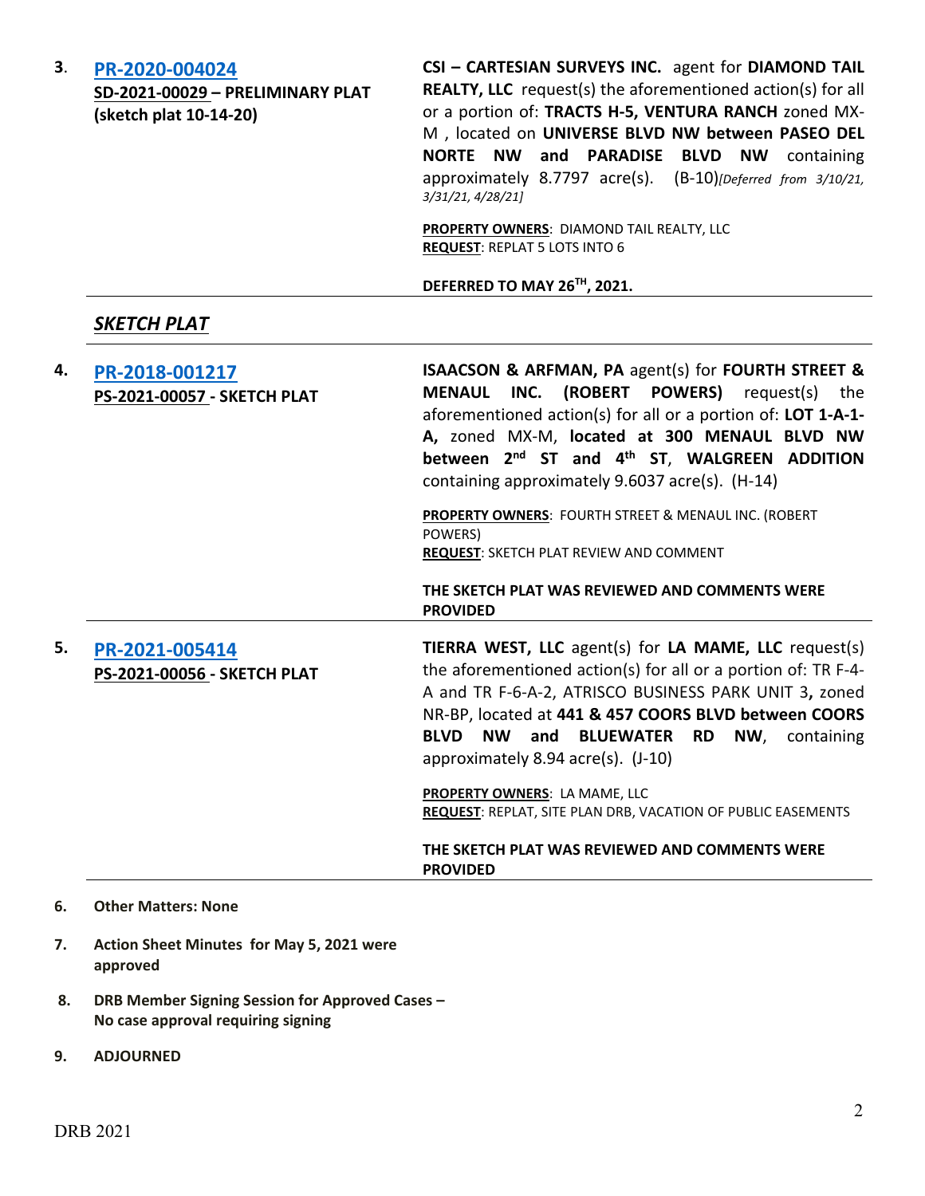3. **PR-2020-004024**
**SD-2021-00029 – PRELIMINARY PLAT (sketch plat 10-14-20)**

**CSI – CARTESIAN SURVEYS INC.** agent for **DIAMOND TAIL REALTY, LLC** request(s) the aforementioned action(s) for all or a portion of: **TRACTS H-5, VENTURA RANCH** zoned MX-M , located on **UNIVERSE BLVD NW between PASEO DEL NORTE NW and PARADISE BLVD NW** containing approximately 8.7797 acre(s). (B-10)*[Deferred from 3/10/21, 3/31/21, 4/28/21]*

**PROPERTY OWNERS**: DIAMOND TAIL REALTY, LLC
**REQUEST**: REPLAT 5 LOTS INTO 6

**DEFERRED TO MAY 26TH, 2021.**

## *SKETCH PLAT*

4. **PR-2018-001217**
**PS-2021-00057 - SKETCH PLAT**

**ISAACSON & ARFMAN, PA** agent(s) for **FOURTH STREET & MENAUL INC. (ROBERT POWERS)** request(s) the aforementioned action(s) for all or a portion of: **LOT 1-A-1-A,** zoned MX-M, **located at 300 MENAUL BLVD NW between 2nd ST and 4th ST**, **WALGREEN ADDITION** containing approximately 9.6037 acre(s). (H-14)

**PROPERTY OWNERS**: FOURTH STREET & MENAUL INC. (ROBERT POWERS)
**REQUEST**: SKETCH PLAT REVIEW AND COMMENT

**THE SKETCH PLAT WAS REVIEWED AND COMMENTS WERE PROVIDED**

5. **PR-2021-005414**
**PS-2021-00056 - SKETCH PLAT**

**TIERRA WEST, LLC** agent(s) for **LA MAME, LLC** request(s) the aforementioned action(s) for all or a portion of: TR F-4-A and TR F-6-A-2, ATRISCO BUSINESS PARK UNIT 3**,** zoned NR-BP, located at **441 & 457 COORS BLVD between COORS BLVD NW and BLUEWATER RD NW**, containing approximately 8.94 acre(s). (J-10)

**PROPERTY OWNERS**: LA MAME, LLC
**REQUEST**: REPLAT, SITE PLAN DRB, VACATION OF PUBLIC EASEMENTS

**THE SKETCH PLAT WAS REVIEWED AND COMMENTS WERE PROVIDED**

6. **Other Matters: None**

7. **Action Sheet Minutes for May 5, 2021 were approved**

8. **DRB Member Signing Session for Approved Cases – No case approval requiring signing**

9. **ADJOURNED**